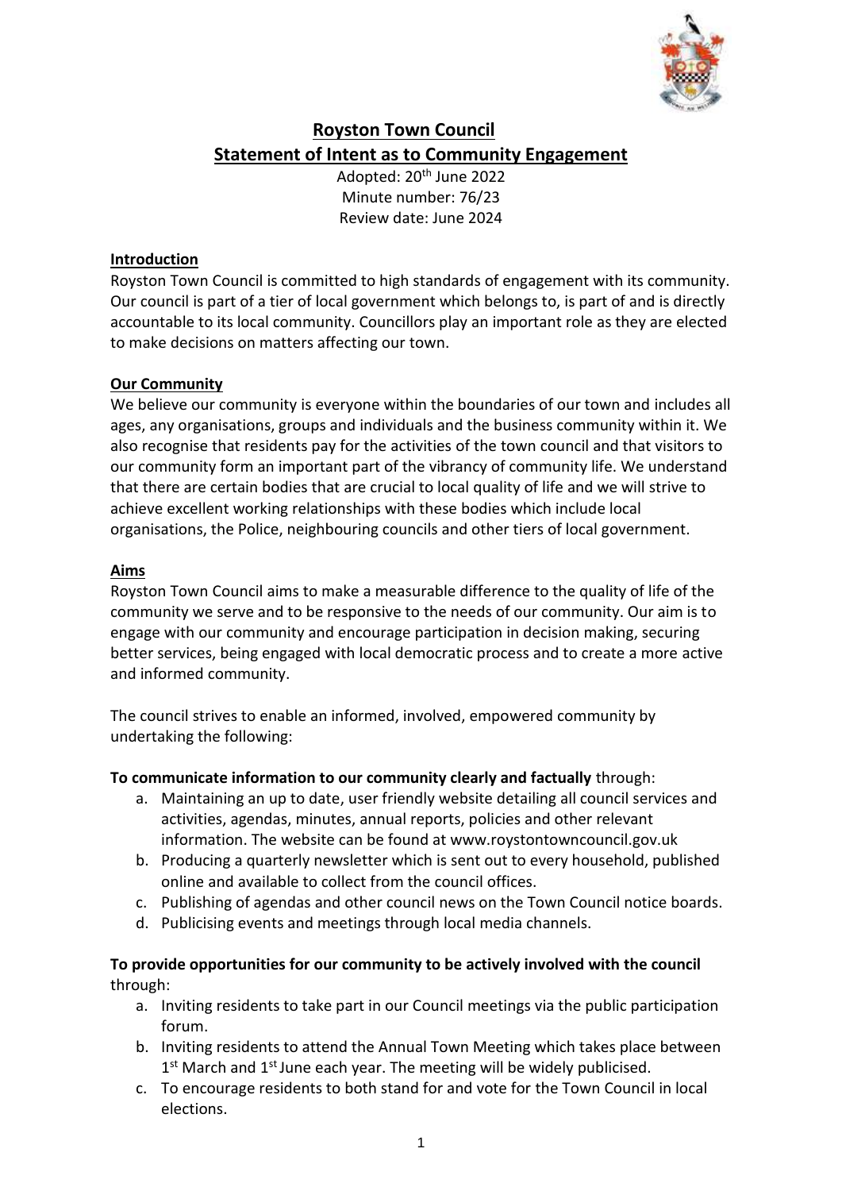# Royston Town Council
## Statement of Intent as to Community Engagement

Adopted: 20th June 2022
Minute number: 76/23
Review date: June 2024

### Introduction

Royston Town Council is committed to high standards of engagement with its community. Our council is part of a tier of local government which belongs to, is part of and is directly accountable to its local community. Councillors play an important role as they are elected to make decisions on matters affecting our town.

### Our Community

We believe our community is everyone within the boundaries of our town and includes all ages, any organisations, groups and individuals and the business community within it. We also recognise that residents pay for the activities of the town council and that visitors to our community form an important part of the vibrancy of community life. We understand that there are certain bodies that are crucial to local quality of life and we will strive to achieve excellent working relationships with these bodies which include local organisations, the Police, neighbouring councils and other tiers of local government.

### Aims

Royston Town Council aims to make a measurable difference to the quality of life of the community we serve and to be responsive to the needs of our community. Our aim is to engage with our community and encourage participation in decision making, securing better services, being engaged with local democratic process and to create a more active and informed community.

The council strives to enable an informed, involved, empowered community by undertaking the following:

**To communicate information to our community clearly and factually** through:

a. Maintaining an up to date, user friendly website detailing all council services and activities, agendas, minutes, annual reports, policies and other relevant information. The website can be found at www.roystontowncouncil.gov.uk
b. Producing a quarterly newsletter which is sent out to every household, published online and available to collect from the council offices.
c. Publishing of agendas and other council news on the Town Council notice boards.
d. Publicising events and meetings through local media channels.

**To provide opportunities for our community to be actively involved with the council** through:

a. Inviting residents to take part in our Council meetings via the public participation forum.
b. Inviting residents to attend the Annual Town Meeting which takes place between 1st March and 1st June each year. The meeting will be widely publicised.
c. To encourage residents to both stand for and vote for the Town Council in local elections.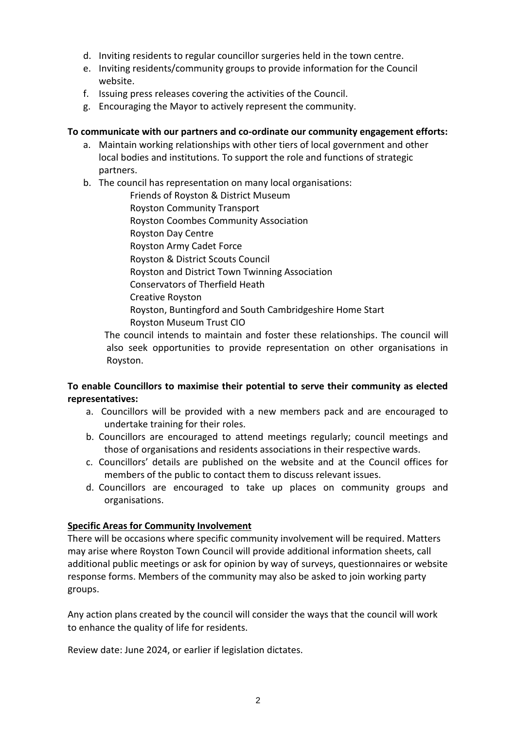d. Inviting residents to regular councillor surgeries held in the town centre.
e. Inviting residents/community groups to provide information for the Council website.
f. Issuing press releases covering the activities of the Council.
g. Encouraging the Mayor to actively represent the community.

**To communicate with our partners and co-ordinate our community engagement efforts:**

a. Maintain working relationships with other tiers of local government and other local bodies and institutions. To support the role and functions of strategic partners.
b. The council has representation on many local organisations:

    Friends of Royston & District Museum
    Royston Community Transport
    Royston Coombes Community Association
    Royston Day Centre
    Royston Army Cadet Force
    Royston & District Scouts Council
    Royston and District Town Twinning Association
    Conservators of Therfield Heath
    Creative Royston
    Royston, Buntingford and South Cambridgeshire Home Start
    Royston Museum Trust CIO

    The council intends to maintain and foster these relationships. The council will also seek opportunities to provide representation on other organisations in Royston.

**To enable Councillors to maximise their potential to serve their community as elected representatives:**

a. Councillors will be provided with a new members pack and are encouraged to undertake training for their roles.
b. Councillors are encouraged to attend meetings regularly; council meetings and those of organisations and residents associations in their respective wards.
c. Councillors' details are published on the website and at the Council offices for members of the public to contact them to discuss relevant issues.
d. Councillors are encouraged to take up places on community groups and organisations.

**Specific Areas for Community Involvement**

There will be occasions where specific community involvement will be required. Matters may arise where Royston Town Council will provide additional information sheets, call additional public meetings or ask for opinion by way of surveys, questionnaires or website response forms. Members of the community may also be asked to join working party groups.

Any action plans created by the council will consider the ways that the council will work to enhance the quality of life for residents.

Review date: June 2024, or earlier if legislation dictates.